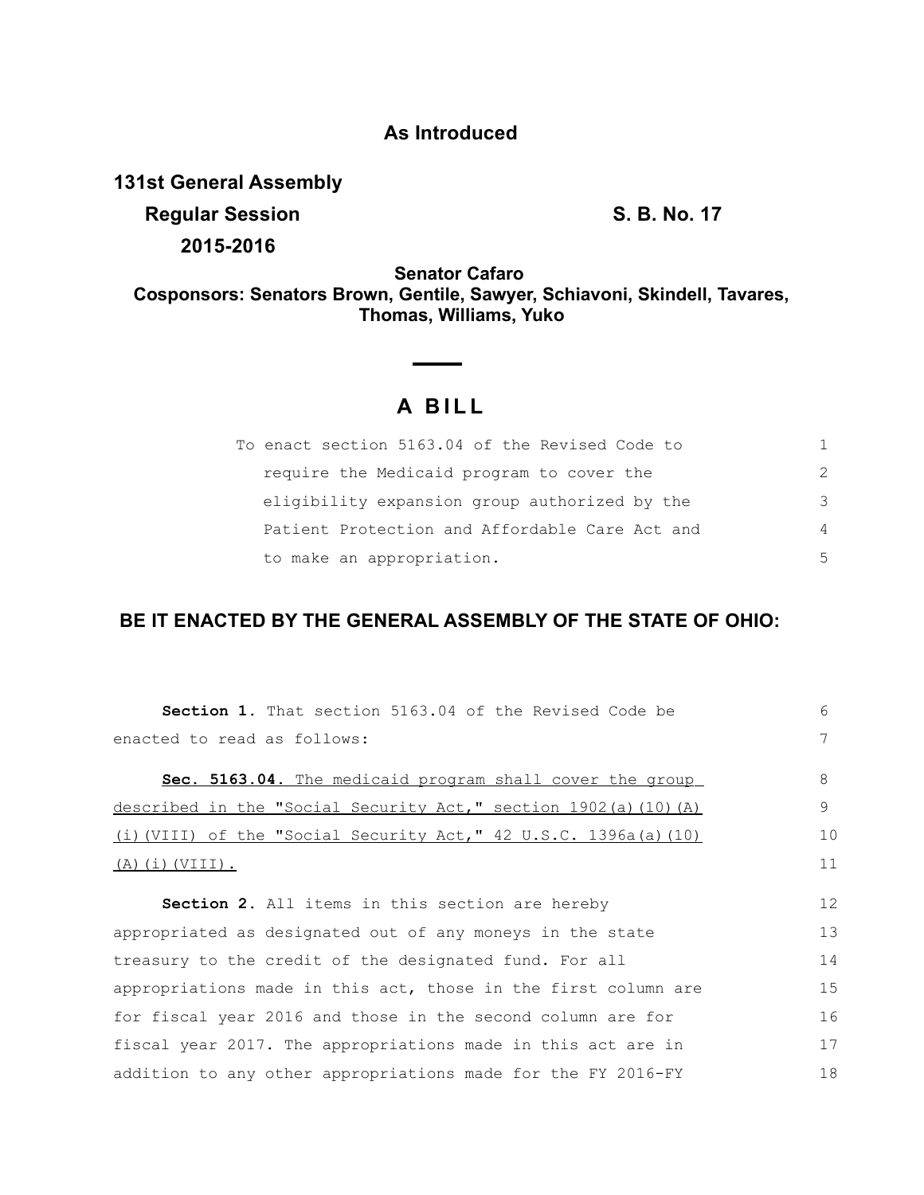**As Introduced**

**131st General Assembly**

**Regular Session** **S. B. No. 17**

**2015-2016**

**Senator Cafaro**

**Cosponsors: Senators Brown, Gentile, Sawyer, Schiavoni, Skindell, Tavares, Thomas, Williams, Yuko**

# A BILL

To enact section 5163.04 of the Revised Code to require the Medicaid program to cover the eligibility expansion group authorized by the Patient Protection and Affordable Care Act and to make an appropriation.

## BE IT ENACTED BY THE GENERAL ASSEMBLY OF THE STATE OF OHIO:

**Section 1.** That section 5163.04 of the Revised Code be enacted to read as follows:

**Sec. 5163.04.** The medicaid program shall cover the group described in the "Social Security Act," section 1902(a)(10)(A)(i)(VIII) of the "Social Security Act," 42 U.S.C. 1396a(a)(10)(A)(i)(VIII).

**Section 2.** All items in this section are hereby appropriated as designated out of any moneys in the state treasury to the credit of the designated fund. For all appropriations made in this act, those in the first column are for fiscal year 2016 and those in the second column are for fiscal year 2017. The appropriations made in this act are in addition to any other appropriations made for the FY 2016-FY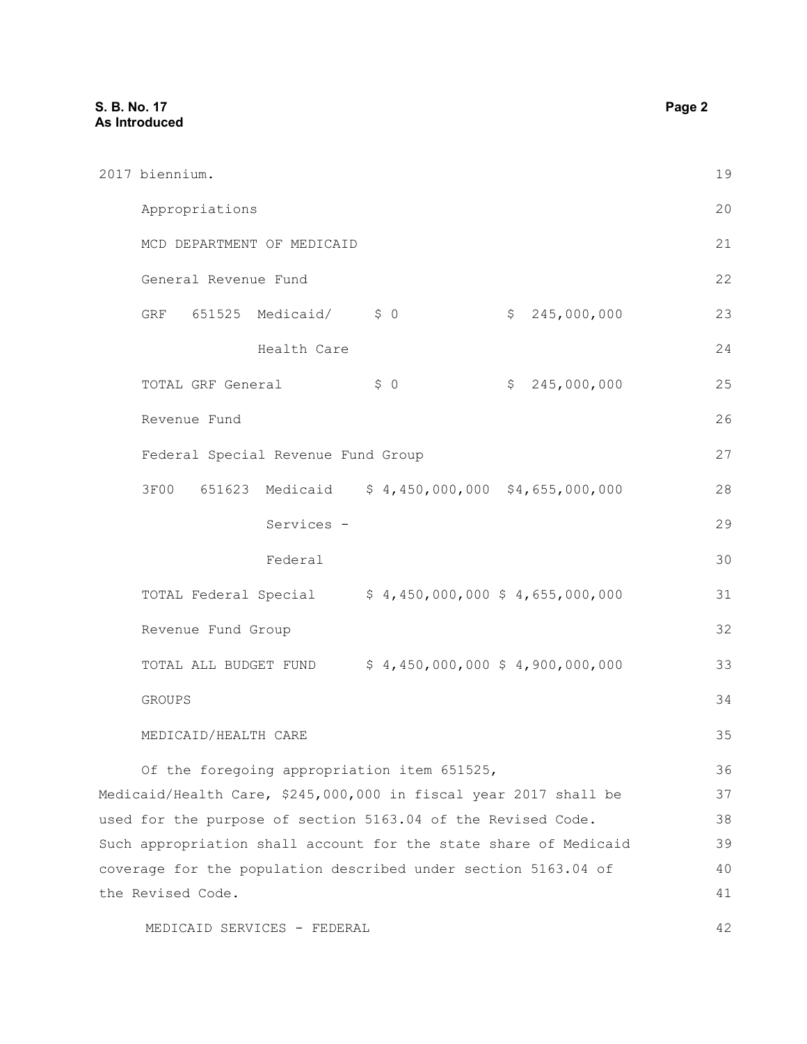2017 biennium.

Appropriations

MCD DEPARTMENT OF MEDICAID

| | | | | |
|---|---|---|---|---|
| General Revenue Fund | | | | |
| GRF | 651525 | Medicaid/ Health Care | $ 0 | $ 245,000,000 |
| TOTAL GRF General Revenue Fund | | | $ 0 | $ 245,000,000 |
| Federal Special Revenue Fund Group | | | | |
| 3F00 | 651623 | Medicaid Services - Federal | $ 4,450,000,000 | $4,655,000,000 |
| TOTAL Federal Special Revenue Fund Group | | | $ 4,450,000,000 | $ 4,655,000,000 |
| TOTAL ALL BUDGET FUND GROUPS | | | $ 4,450,000,000 | $ 4,900,000,000 |

MEDICAID/HEALTH CARE

Of the foregoing appropriation item 651525, Medicaid/Health Care, $245,000,000 in fiscal year 2017 shall be used for the purpose of section 5163.04 of the Revised Code. Such appropriation shall account for the state share of Medicaid coverage for the population described under section 5163.04 of the Revised Code.

MEDICAID SERVICES - FEDERAL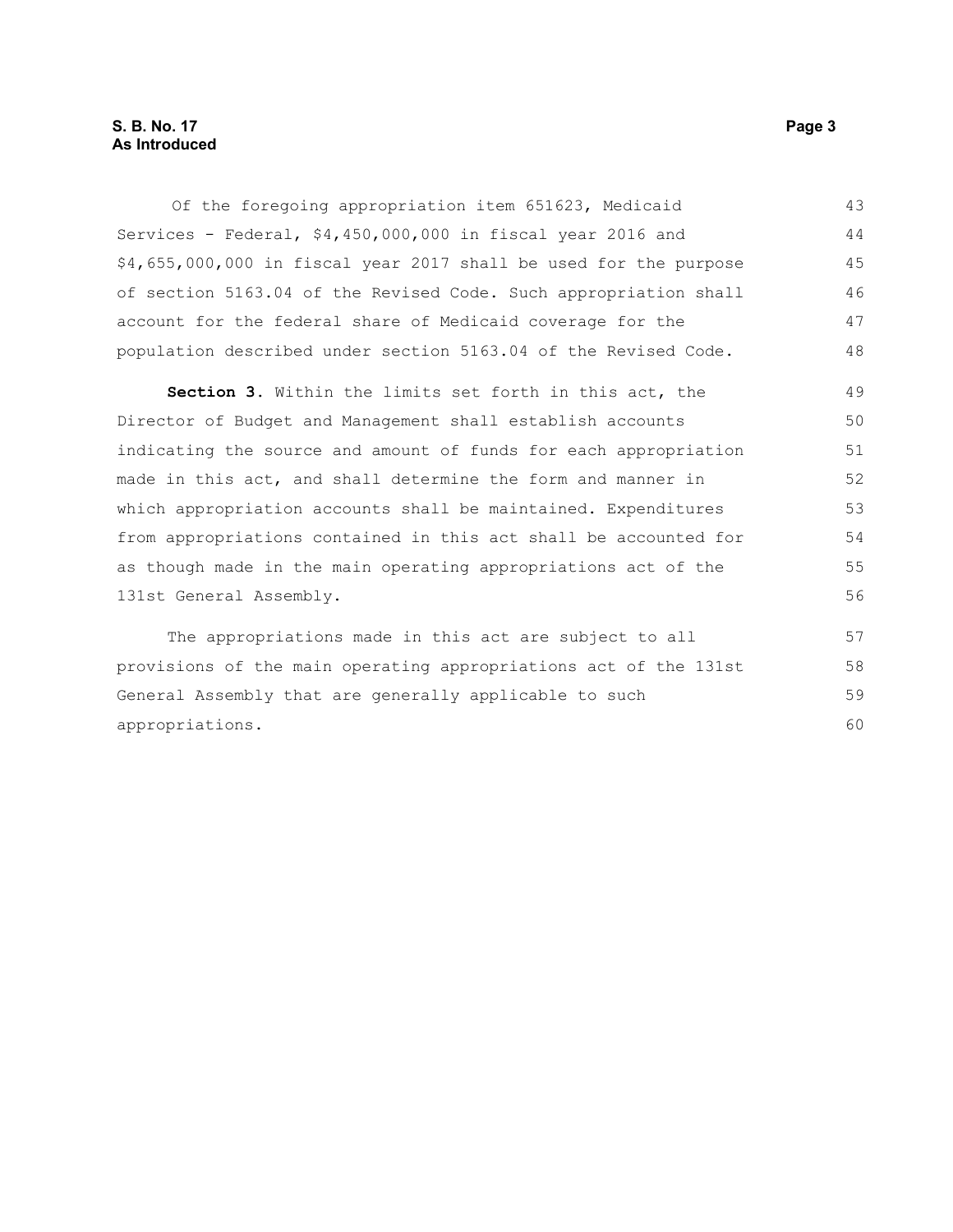Of the foregoing appropriation item 651623, Medicaid Services - Federal, $4,450,000,000 in fiscal year 2016 and $4,655,000,000 in fiscal year 2017 shall be used for the purpose of section 5163.04 of the Revised Code. Such appropriation shall account for the federal share of Medicaid coverage for the population described under section 5163.04 of the Revised Code.

**Section 3.** Within the limits set forth in this act, the Director of Budget and Management shall establish accounts indicating the source and amount of funds for each appropriation made in this act, and shall determine the form and manner in which appropriation accounts shall be maintained. Expenditures from appropriations contained in this act shall be accounted for as though made in the main operating appropriations act of the 131st General Assembly.

The appropriations made in this act are subject to all provisions of the main operating appropriations act of the 131st General Assembly that are generally applicable to such appropriations.